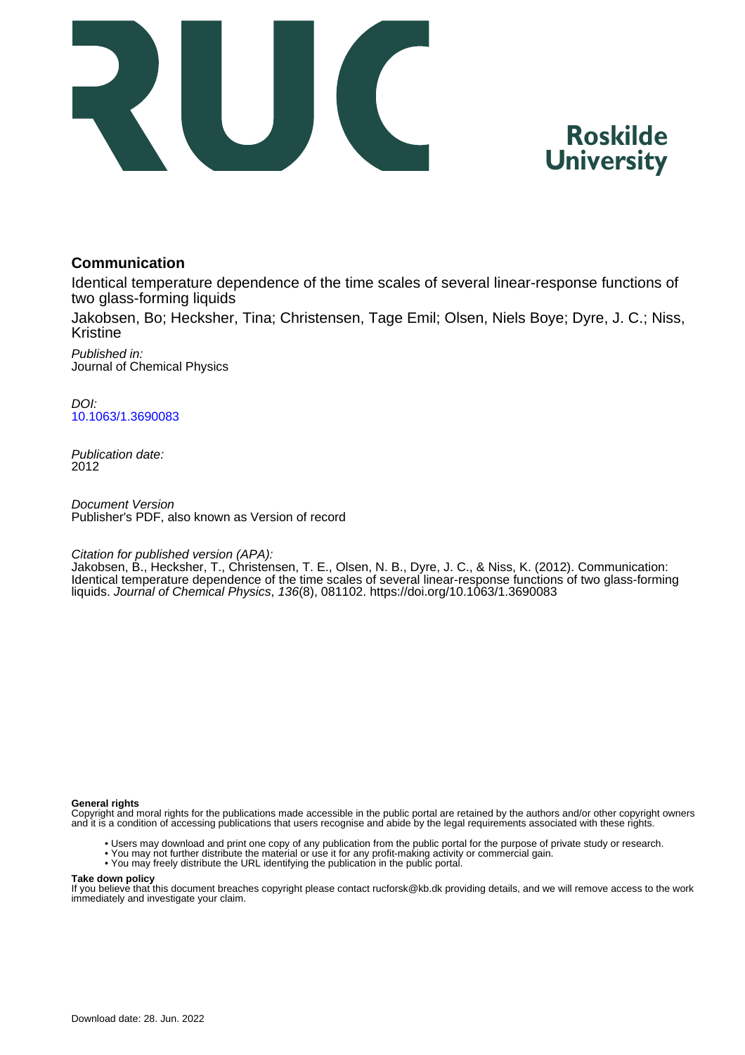Roskilde University

## Communication

Identical temperature dependence of the time scales of several linear-response functions of two glass-forming liquids

Jakobsen, Bo; Hecksher, Tina; Christensen, Tage Emil; Olsen, Niels Boye; Dyre, J. C.; Niss, Kristine

*Published in:*
Journal of Chemical Physics

*DOI:*
10.1063/1.3690083

*Publication date:*
2012

*Document Version*
Publisher's PDF, also known as Version of record

*Citation for published version (APA):*
Jakobsen, B., Hecksher, T., Christensen, T. E., Olsen, N. B., Dyre, J. C., & Niss, K. (2012). Communication: Identical temperature dependence of the time scales of several linear-response functions of two glass-forming liquids. *Journal of Chemical Physics*, *136*(8), 081102. https://doi.org/10.1063/1.3690083

**General rights**
Copyright and moral rights for the publications made accessible in the public portal are retained by the authors and/or other copyright owners and it is a condition of accessing publications that users recognise and abide by the legal requirements associated with these rights.

- Users may download and print one copy of any publication from the public portal for the purpose of private study or research.
- You may not further distribute the material or use it for any profit-making activity or commercial gain.
- You may freely distribute the URL identifying the publication in the public portal.

**Take down policy**
If you believe that this document breaches copyright please contact rucforsk@kb.dk providing details, and we will remove access to the work immediately and investigate your claim.

Download date: 28. Jun. 2022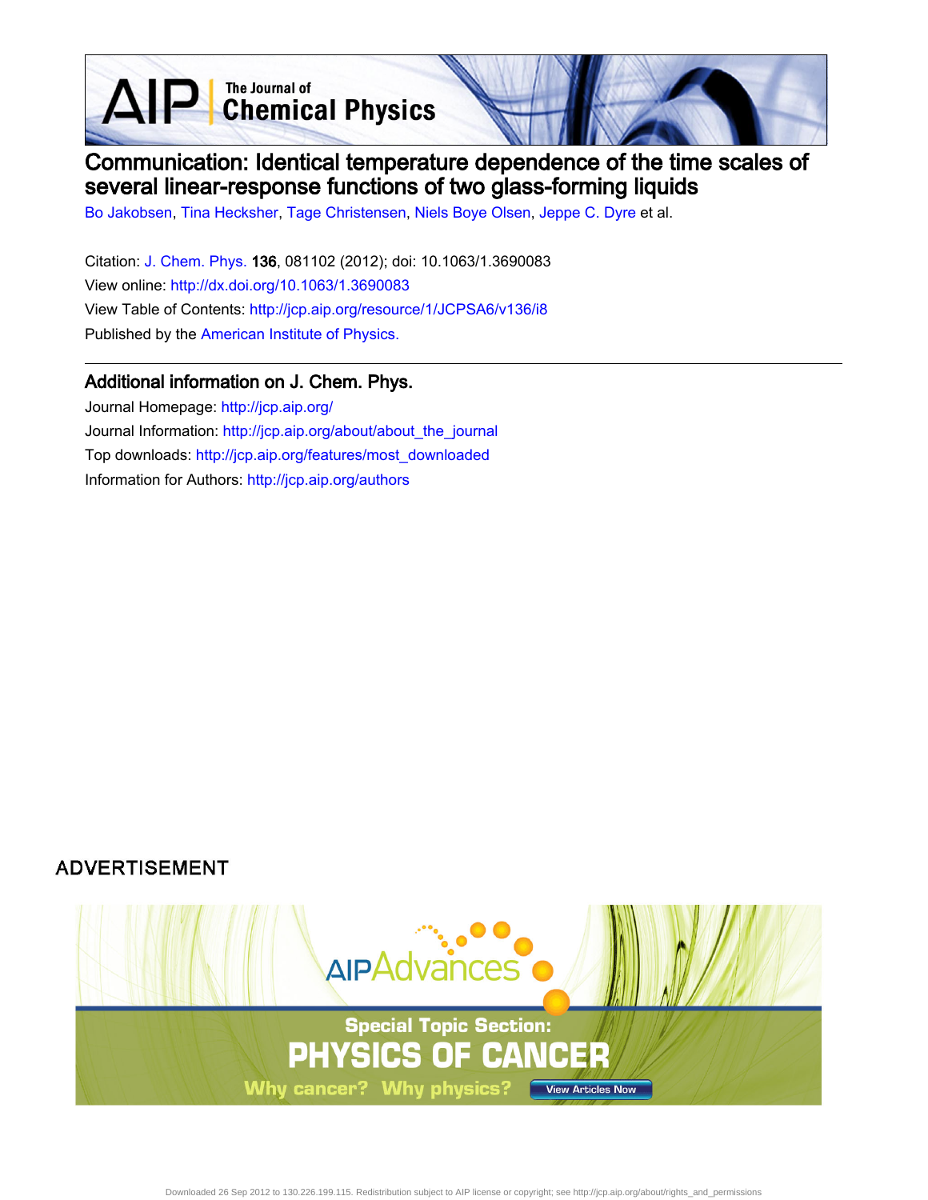# Communication: Identical temperature dependence of the time scales of several linear-response functions of two glass-forming liquids

Bo Jakobsen, Tina Hecksher, Tage Christensen, Niels Boye Olsen, Jeppe C. Dyre et al.

Citation: J. Chem. Phys. **136**, 081102 (2012); doi: 10.1063/1.3690083

View online: http://dx.doi.org/10.1063/1.3690083

View Table of Contents: http://jcp.aip.org/resource/1/JCPSA6/v136/i8

Published by the American Institute of Physics.

## Additional information on J. Chem. Phys.

Journal Homepage: http://jcp.aip.org/

Journal Information: http://jcp.aip.org/about/about_the_journal

Top downloads: http://jcp.aip.org/features/most_downloaded

Information for Authors: http://jcp.aip.org/authors

ADVERTISEMENT

AIP Advances

Special Topic Section:
PHYSICS OF CANCER
Why cancer? Why physics? View Articles Now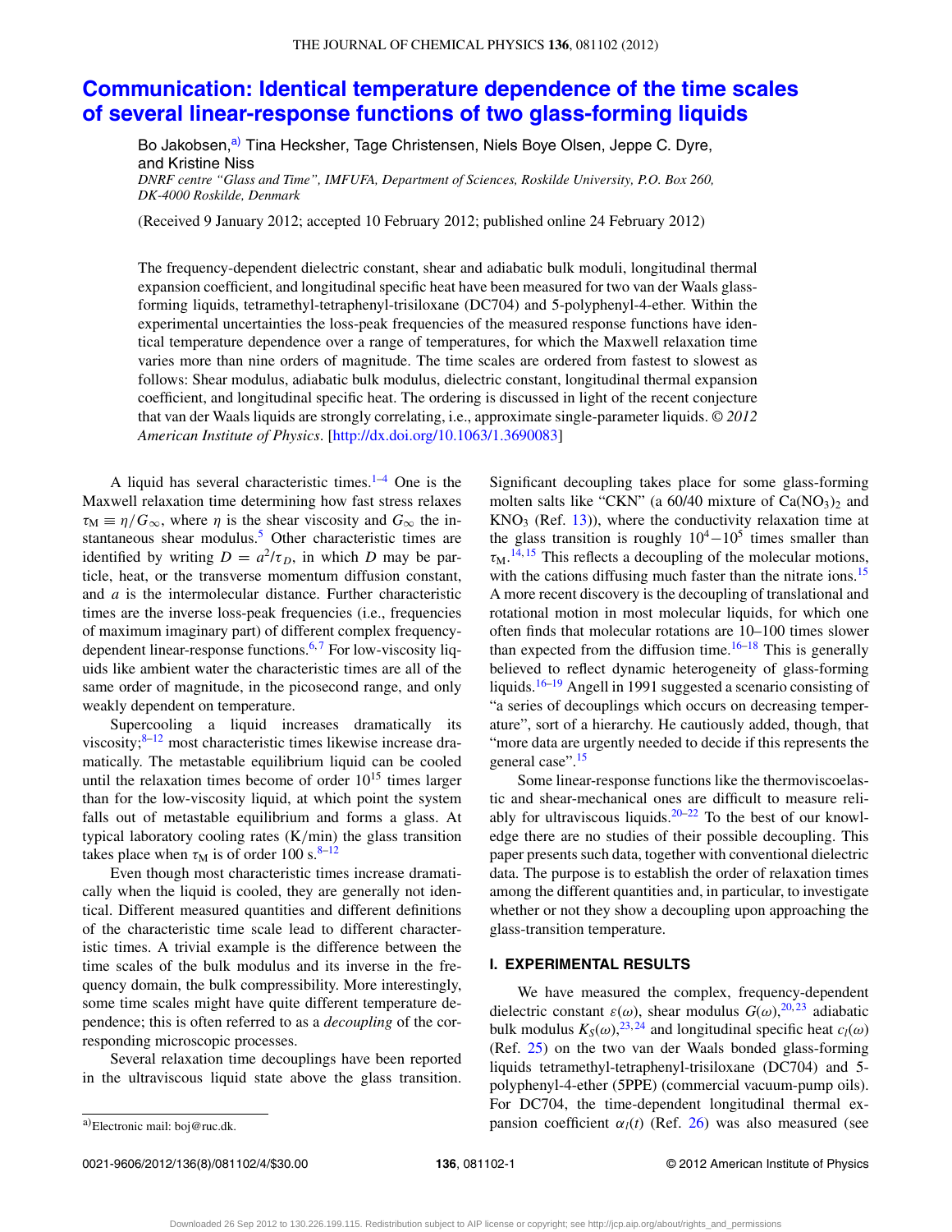# Communication: Identical temperature dependence of the time scales of several linear-response functions of two glass-forming liquids

Bo Jakobsen,[a)] Tina Hecksher, Tage Christensen, Niels Boye Olsen, Jeppe C. Dyre, and Kristine Niss

*DNRF centre "Glass and Time", IMFUFA, Department of Sciences, Roskilde University, P.O. Box 260, DK-4000 Roskilde, Denmark*

(Received 9 January 2012; accepted 10 February 2012; published online 24 February 2012)

The frequency-dependent dielectric constant, shear and adiabatic bulk moduli, longitudinal thermal expansion coefficient, and longitudinal specific heat have been measured for two van der Waals glass-forming liquids, tetramethyl-tetraphenyl-trisiloxane (DC704) and 5-polyphenyl-4-ether. Within the experimental uncertainties the loss-peak frequencies of the measured response functions have identical temperature dependence over a range of temperatures, for which the Maxwell relaxation time varies more than nine orders of magnitude. The time scales are ordered from fastest to slowest as follows: Shear modulus, adiabatic bulk modulus, dielectric constant, longitudinal thermal expansion coefficient, and longitudinal specific heat. The ordering is discussed in light of the recent conjecture that van der Waals liquids are strongly correlating, i.e., approximate single-parameter liquids. © *2012 American Institute of Physics*. [http://dx.doi.org/10.1063/1.3690083]

A liquid has several characteristic times.[1–4] One is the Maxwell relaxation time determining how fast stress relaxes $\tau_M \equiv \eta/G_\infty$, where $\eta$ is the shear viscosity and $G_\infty$ the instantaneous shear modulus.[5] Other characteristic times are identified by writing $D = a^2/\tau_D$, in which $D$ may be particle, heat, or the transverse momentum diffusion constant, and $a$ is the intermolecular distance. Further characteristic times are the inverse loss-peak frequencies (i.e., frequencies of maximum imaginary part) of different complex frequency-dependent linear-response functions.[6,7] For low-viscosity liquids like ambient water the characteristic times are all of the same order of magnitude, in the picosecond range, and only weakly dependent on temperature.

Supercooling a liquid increases dramatically its viscosity;[8–12] most characteristic times likewise increase dramatically. The metastable equilibrium liquid can be cooled until the relaxation times become of order $10^{15}$ times larger than for the low-viscosity liquid, at which point the system falls out of metastable equilibrium and forms a glass. At typical laboratory cooling rates (K/min) the glass transition takes place when $\tau_M$ is of order 100 s.[8–12]

Even though most characteristic times increase dramatically when the liquid is cooled, they are generally not identical. Different measured quantities and different definitions of the characteristic time scale lead to different characteristic times. A trivial example is the difference between the time scales of the bulk modulus and its inverse in the frequency domain, the bulk compressibility. More interestingly, some time scales might have quite different temperature dependence; this is often referred to as a *decoupling* of the corresponding microscopic processes.

Several relaxation time decouplings have been reported in the ultraviscous liquid state above the glass transition. Significant decoupling takes place for some glass-forming molten salts like "CKN" (a 60/40 mixture of $Ca(NO_3)_2$ and $KNO_3$ (Ref. 13)), where the conductivity relaxation time at the glass transition is roughly $10^4$–$10^5$ times smaller than $\tau_M$.[14,15] This reflects a decoupling of the molecular motions, with the cations diffusing much faster than the nitrate ions.[15] A more recent discovery is the decoupling of translational and rotational motion in most molecular liquids, for which one often finds that molecular rotations are 10–100 times slower than expected from the diffusion time.[16–18] This is generally believed to reflect dynamic heterogeneity of glass-forming liquids.[16–19] Angell in 1991 suggested a scenario consisting of "a series of decouplings which occurs on decreasing temperature", sort of a hierarchy. He cautiously added, though, that "more data are urgently needed to decide if this represents the general case".[15]

Some linear-response functions like the thermoviscoelastic and shear-mechanical ones are difficult to measure reliably for ultraviscous liquids.[20–22] To the best of our knowledge there are no studies of their possible decoupling. This paper presents such data, together with conventional dielectric data. The purpose is to establish the order of relaxation times among the different quantities and, in particular, to investigate whether or not they show a decoupling upon approaching the glass-transition temperature.

## I. EXPERIMENTAL RESULTS

We have measured the complex, frequency-dependent dielectric constant $\varepsilon(\omega)$, shear modulus $G(\omega)$,[20,23] adiabatic bulk modulus $K_S(\omega)$,[23,24] and longitudinal specific heat $c_l(\omega)$ (Ref. 25) on the two van der Waals bonded glass-forming liquids tetramethyl-tetraphenyl-trisiloxane (DC704) and 5-polyphenyl-4-ether (5PPE) (commercial vacuum-pump oils). For DC704, the time-dependent longitudinal thermal expansion coefficient $\alpha_l(t)$ (Ref. 26) was also measured (see

---

a) Electronic mail: boj@ruc.dk.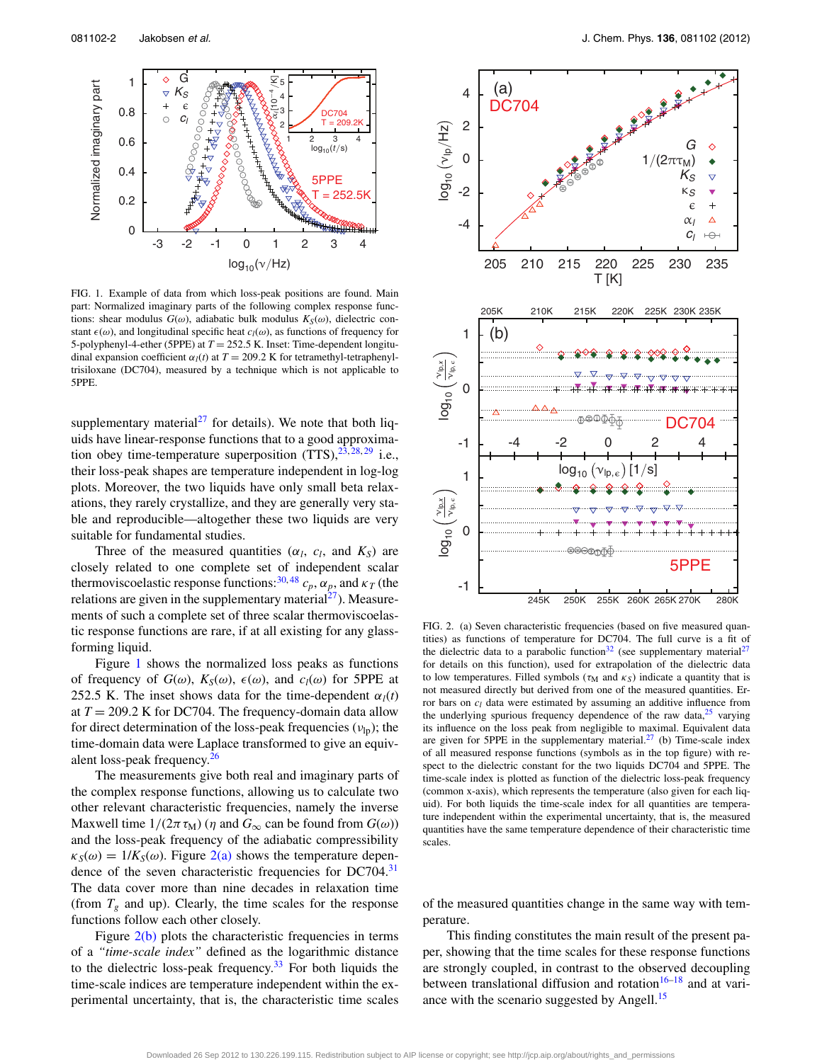FIG. 1. Example of data from which loss-peak positions are found. Main part: Normalized imaginary parts of the following complex response functions: shear modulus $G(\omega)$, adiabatic bulk modulus $K_S(\omega)$, dielectric constant $\epsilon(\omega)$, and longitudinal specific heat $c_l(\omega)$, as functions of frequency for 5-polyphenyl-4-ether (5PPE) at $T = 252.5$ K. Inset: Time-dependent longitudinal expansion coefficient $\alpha_l(t)$ at $T = 209.2$ K for tetramethyl-tetraphenyl-trisiloxane (DC704), measured by a technique which is not applicable to 5PPE.

supplementary material[27] for details). We note that both liquids have linear-response functions that to a good approximation obey time-temperature superposition (TTS),[23,28,29] i.e., their loss-peak shapes are temperature independent in log-log plots. Moreover, the two liquids have only small beta relaxations, they rarely crystallize, and they are generally very stable and reproducible—altogether these two liquids are very suitable for fundamental studies.

Three of the measured quantities ($\alpha_l$, $c_l$, and $K_S$) are closely related to one complete set of independent scalar thermoviscoelastic response functions:[30,48] $c_p$, $\alpha_p$, and $\kappa_T$ (the relations are given in the supplementary material[27]). Measurements of such a complete set of three scalar thermoviscoelastic response functions are rare, if at all existing for any glass-forming liquid.

Figure 1 shows the normalized loss peaks as functions of frequency of $G(\omega)$, $K_S(\omega)$, $\epsilon(\omega)$, and $c_l(\omega)$ for 5PPE at 252.5 K. The inset shows data for the time-dependent $\alpha_l(t)$ at $T = 209.2$ K for DC704. The frequency-domain data allow for direct determination of the loss-peak frequencies ($\nu_{lp}$); the time-domain data were Laplace transformed to give an equivalent loss-peak frequency.[26]

The measurements give both real and imaginary parts of the complex response functions, allowing us to calculate two other relevant characteristic frequencies, namely the inverse Maxwell time $1/(2\pi\tau_M)$ ($\eta$ and $G_\infty$ can be found from $G(\omega)$) and the loss-peak frequency of the adiabatic compressibility $\kappa_S(\omega) = 1/K_S(\omega)$. Figure 2(a) shows the temperature dependence of the seven characteristic frequencies for DC704.[31] The data cover more than nine decades in relaxation time (from $T_g$ and up). Clearly, the time scales for the response functions follow each other closely.

Figure 2(b) plots the characteristic frequencies in terms of a *"time-scale index"* defined as the logarithmic distance to the dielectric loss-peak frequency.[33] For both liquids the time-scale indices are temperature independent within the experimental uncertainty, that is, the characteristic time scales of the measured quantities change in the same way with temperature.

FIG. 2. (a) Seven characteristic frequencies (based on five measured quantities) as functions of temperature for DC704. The full curve is a fit of the dielectric data to a parabolic function[32] (see supplementary material[27] for details on this function), used for extrapolation of the dielectric data to low temperatures. Filled symbols ($\tau_M$ and $\kappa_S$) indicate a quantity that is not measured directly but derived from one of the measured quantities. Error bars on $c_l$ data were estimated by assuming an additive influence from the underlying spurious frequency dependence of the raw data,[25] varying its influence on the loss peak from negligible to maximal. Equivalent data are given for 5PPE in the supplementary material.[27] (b) Time-scale index of all measured response functions (symbols as in the top figure) with respect to the dielectric constant for the two liquids DC704 and 5PPE. The time-scale index is plotted as function of the dielectric loss-peak frequency (common x-axis), which represents the temperature (also given for each liquid). For both liquids the time-scale index for all quantities are temperature independent within the experimental uncertainty, that is, the measured quantities have the same temperature dependence of their characteristic time scales.

This finding constitutes the main result of the present paper, showing that the time scales for these response functions are strongly coupled, in contrast to the observed decoupling between translational diffusion and rotation[16–18] and at variance with the scenario suggested by Angell.[15]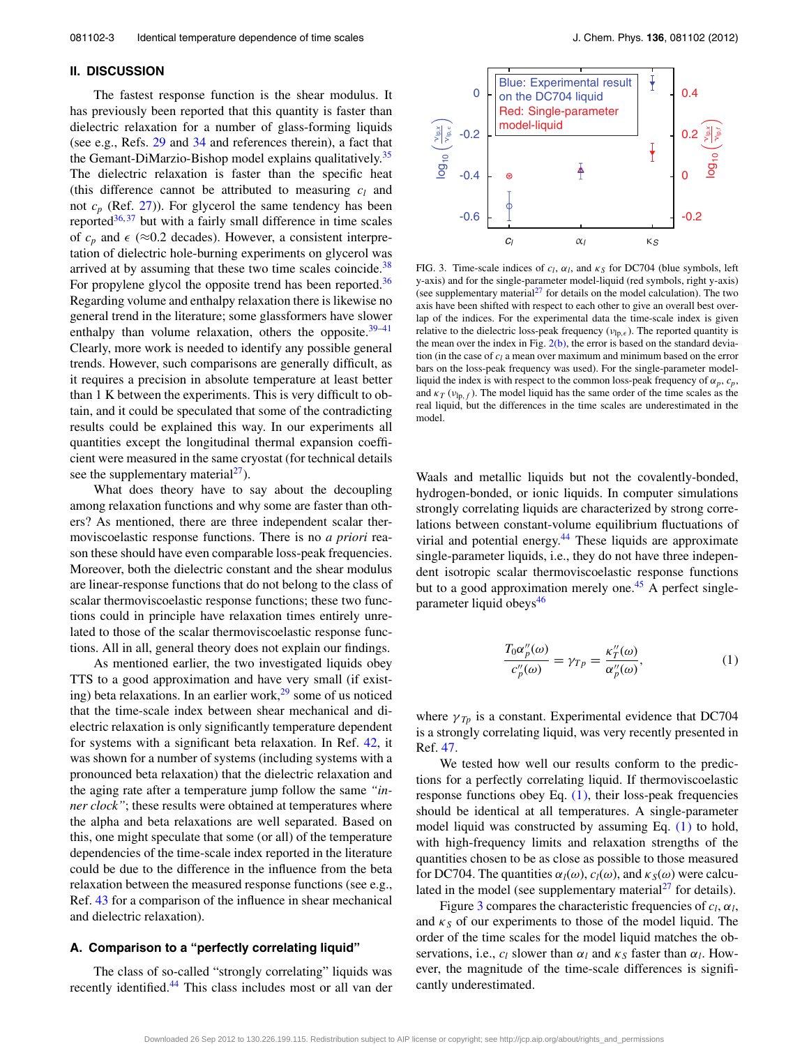## II. DISCUSSION

The fastest response function is the shear modulus. It has previously been reported that this quantity is faster than dielectric relaxation for a number of glass-forming liquids (see e.g., Refs. 29 and 34 and references therein), a fact that the Gemant-DiMarzio-Bishop model explains qualitatively.[35] The dielectric relaxation is faster than the specific heat (this difference cannot be attributed to measuring $c_l$ and not $c_p$ (Ref. 27)). For glycerol the same tendency has been reported[36,37] but with a fairly small difference in time scales of $c_p$ and $\epsilon$ ($\approx$0.2 decades). However, a consistent interpretation of dielectric hole-burning experiments on glycerol was arrived at by assuming that these two time scales coincide.[38] For propylene glycol the opposite trend has been reported.[36] Regarding volume and enthalpy relaxation there is likewise no general trend in the literature; some glassformers have slower enthalpy than volume relaxation, others the opposite.[39–41] Clearly, more work is needed to identify any possible general trends. However, such comparisons are generally difficult, as it requires a precision in absolute temperature at least better than 1 K between the experiments. This is very difficult to obtain, and it could be speculated that some of the contradicting results could be explained this way. In our experiments all quantities except the longitudinal thermal expansion coefficient were measured in the same cryostat (for technical details see the supplementary material[27]).

What does theory have to say about the decoupling among relaxation functions and why some are faster than others? As mentioned, there are three independent scalar thermoviscoelastic response functions. There is no *a priori* reason these should have even comparable loss-peak frequencies. Moreover, both the dielectric constant and the shear modulus are linear-response functions that do not belong to the class of scalar thermoviscoelastic response functions; these two functions could in principle have relaxation times entirely unrelated to those of the scalar thermoviscoelastic response functions. All in all, general theory does not explain our findings.

As mentioned earlier, the two investigated liquids obey TTS to a good approximation and have very small (if existing) beta relaxations. In an earlier work,[29] some of us noticed that the time-scale index between shear mechanical and dielectric relaxation is only significantly temperature dependent for systems with a significant beta relaxation. In Ref. 42, it was shown for a number of systems (including systems with a pronounced beta relaxation) that the dielectric relaxation and the aging rate after a temperature jump follow the same *"inner clock"*; these results were obtained at temperatures where the alpha and beta relaxations are well separated. Based on this, one might speculate that some (or all) of the temperature dependencies of the time-scale index reported in the literature could be due to the difference in the influence from the beta relaxation between the measured response functions (see e.g., Ref. 43 for a comparison of the influence in shear mechanical and dielectric relaxation).

### A. Comparison to a "perfectly correlating liquid"

The class of so-called "strongly correlating" liquids was recently identified.[44] This class includes most or all van der Waals and metallic liquids but not the covalently-bonded, hydrogen-bonded, or ionic liquids. In computer simulations strongly correlating liquids are characterized by strong correlations between constant-volume equilibrium fluctuations of virial and potential energy.[44] These liquids are approximate single-parameter liquids, i.e., they do not have three independent isotropic scalar thermoviscoelastic response functions but to a good approximation merely one.[45] A perfect single-parameter liquid obeys[46]

$$\frac{T_0\alpha_p''(\omega)}{c_p''(\omega)} = \gamma_{Tp} = \frac{\kappa_T''(\omega)}{\alpha_p''(\omega)}, \tag{1}$$

where $\gamma_{Tp}$ is a constant. Experimental evidence that DC704 is a strongly correlating liquid, was very recently presented in Ref. 47.

We tested how well our results conform to the predictions for a perfectly correlating liquid. If thermoviscoelastic response functions obey Eq. (1), their loss-peak frequencies should be identical at all temperatures. A single-parameter model liquid was constructed by assuming Eq. (1) to hold, with high-frequency limits and relaxation strengths of the quantities chosen to be as close as possible to those measured for DC704. The quantities $\alpha_l(\omega)$, $c_l(\omega)$, and $\kappa_S(\omega)$ were calculated in the model (see supplementary material[27] for details).

Figure 3 compares the characteristic frequencies of $c_l$, $\alpha_l$, and $\kappa_S$ of our experiments to those of the model liquid. The order of the time scales for the model liquid matches the observations, i.e., $c_l$ slower than $\alpha_l$ and $\kappa_S$ faster than $\alpha_l$. However, the magnitude of the time-scale differences is significantly underestimated.

FIG. 3. Time-scale indices of $c_l$, $\alpha_l$, and $\kappa_S$ for DC704 (blue symbols, left y-axis) and for the single-parameter model-liquid (red symbols, right y-axis) (see supplementary material[27] for details on the model calculation). The two axis have been shifted with respect to each other to give an overall best overlap of the indices. For the experimental data the time-scale index is given relative to the dielectric loss-peak frequency ($\nu_{\text{lp},\epsilon}$). The reported quantity is the mean over the index in Fig. 2(b), the error is based on the standard deviation (in the case of $c_l$ a mean over maximum and minimum based on the error bars on the loss-peak frequency was used). For the single-parameter model-liquid the index is with respect to the common loss-peak frequency of $\alpha_p$, $c_p$, and $\kappa_T$ ($\nu_{\text{lp},f}$). The model liquid has the same order of the time scales as the real liquid, but the differences in the time scales are underestimated in the model.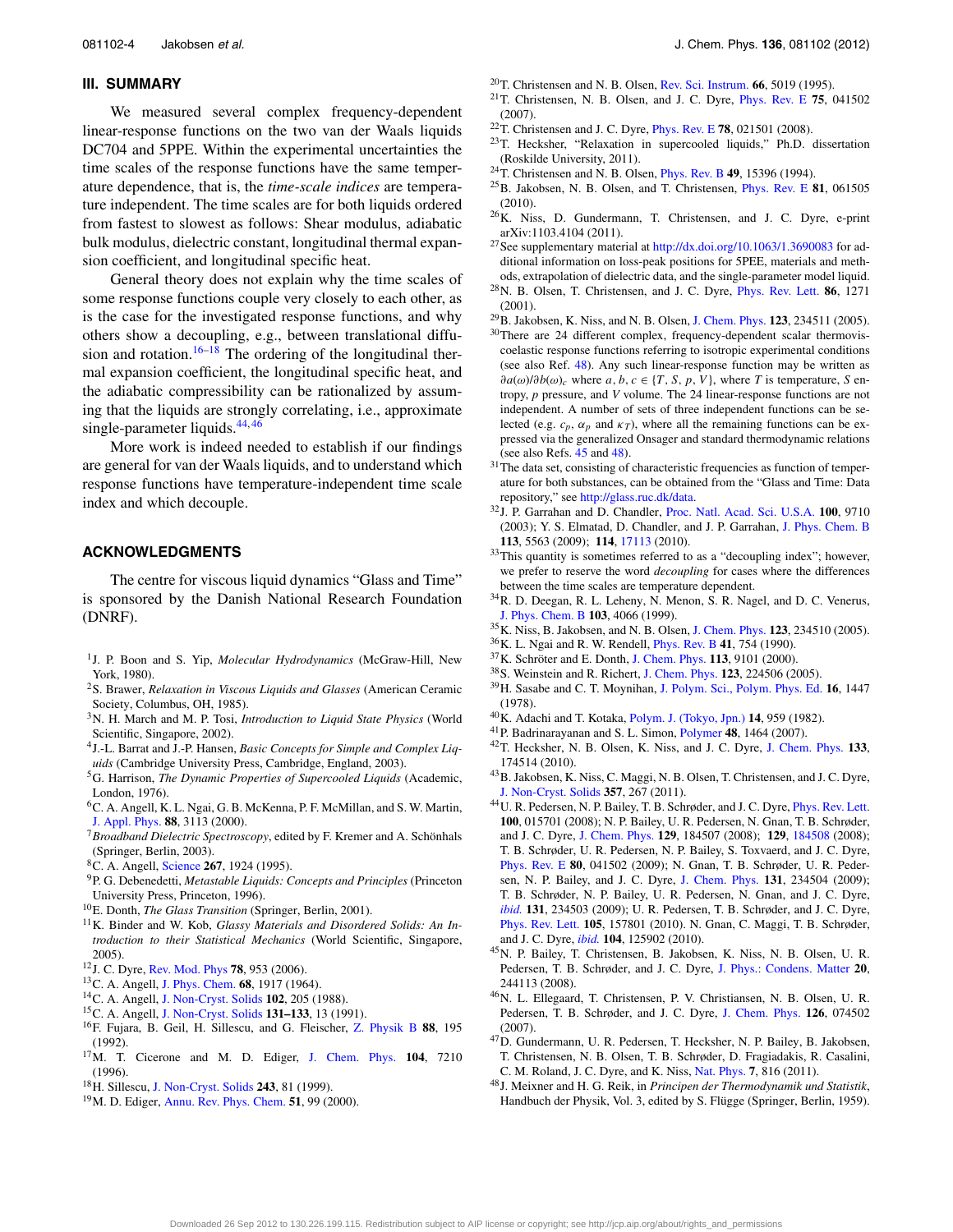## III. SUMMARY

We measured several complex frequency-dependent linear-response functions on the two van der Waals liquids DC704 and 5PPE. Within the experimental uncertainties the time scales of the response functions have the same temperature dependence, that is, the *time-scale indices* are temperature independent. The time scales are for both liquids ordered from fastest to slowest as follows: Shear modulus, adiabatic bulk modulus, dielectric constant, longitudinal thermal expansion coefficient, and longitudinal specific heat.

General theory does not explain why the time scales of some response functions couple very closely to each other, as is the case for the investigated response functions, and why others show a decoupling, e.g., between translational diffusion and rotation.[16–18] The ordering of the longitudinal thermal expansion coefficient, the longitudinal specific heat, and the adiabatic compressibility can be rationalized by assuming that the liquids are strongly correlating, i.e., approximate single-parameter liquids.[44,46]

More work is indeed needed to establish if our findings are general for van der Waals liquids, and to understand which response functions have temperature-independent time scale index and which decouple.

## ACKNOWLEDGMENTS

The centre for viscous liquid dynamics "Glass and Time" is sponsored by the Danish National Research Foundation (DNRF).

[1] J. P. Boon and S. Yip, *Molecular Hydrodynamics* (McGraw-Hill, New York, 1980).
[2] S. Brawer, *Relaxation in Viscous Liquids and Glasses* (American Ceramic Society, Columbus, OH, 1985).
[3] N. H. March and M. P. Tosi, *Introduction to Liquid State Physics* (World Scientific, Singapore, 2002).
[4] J.-L. Barrat and J.-P. Hansen, *Basic Concepts for Simple and Complex Liquids* (Cambridge University Press, Cambridge, England, 2003).
[5] G. Harrison, *The Dynamic Properties of Supercooled Liquids* (Academic, London, 1976).
[6] C. A. Angell, K. L. Ngai, G. B. McKenna, P. F. McMillan, and S. W. Martin, J. Appl. Phys. **88**, 3113 (2000).
[7] *Broadband Dielectric Spectroscopy*, edited by F. Kremer and A. Schönhals (Springer, Berlin, 2003).
[8] C. A. Angell, Science **267**, 1924 (1995).
[9] P. G. Debenedetti, *Metastable Liquids: Concepts and Principles* (Princeton University Press, Princeton, 1996).
[10] E. Donth, *The Glass Transition* (Springer, Berlin, 2001).
[11] K. Binder and W. Kob, *Glassy Materials and Disordered Solids: An Introduction to their Statistical Mechanics* (World Scientific, Singapore, 2005).
[12] J. C. Dyre, Rev. Mod. Phys **78**, 953 (2006).
[13] C. A. Angell, J. Phys. Chem. **68**, 1917 (1964).
[14] C. A. Angell, J. Non-Cryst. Solids **102**, 205 (1988).
[15] C. A. Angell, J. Non-Cryst. Solids **131–133**, 13 (1991).
[16] F. Fujara, B. Geil, H. Sillescu, and G. Fleischer, Z. Physik B **88**, 195 (1992).
[17] M. T. Cicerone and M. D. Ediger, J. Chem. Phys. **104**, 7210 (1996).
[18] H. Sillescu, J. Non-Cryst. Solids **243**, 81 (1999).
[19] M. D. Ediger, Annu. Rev. Phys. Chem. **51**, 99 (2000).
[20] T. Christensen and N. B. Olsen, Rev. Sci. Instrum. **66**, 5019 (1995).
[21] T. Christensen, N. B. Olsen, and J. C. Dyre, Phys. Rev. E **75**, 041502 (2007).
[22] T. Christensen and J. C. Dyre, Phys. Rev. E **78**, 021501 (2008).
[23] T. Hecksher, "Relaxation in supercooled liquids," Ph.D. dissertation (Roskilde University, 2011).
[24] T. Christensen and N. B. Olsen, Phys. Rev. B **49**, 15396 (1994).
[25] B. Jakobsen, N. B. Olsen, and T. Christensen, Phys. Rev. E **81**, 061505 (2010).
[26] K. Niss, D. Gundermann, T. Christensen, and J. C. Dyre, e-print arXiv:1103.4104 (2011).
[27] See supplementary material at http://dx.doi.org/10.1063/1.3690083 for additional information on loss-peak positions for 5PEE, materials and methods, extrapolation of dielectric data, and the single-parameter model liquid.
[28] N. B. Olsen, T. Christensen, and J. C. Dyre, Phys. Rev. Lett. **86**, 1271 (2001).
[29] B. Jakobsen, K. Niss, and N. B. Olsen, J. Chem. Phys. **123**, 234511 (2005).
[30] There are 24 different complex, frequency-dependent scalar thermoviscoelastic response functions referring to isotropic experimental conditions (see also Ref. 48). Any such linear-response function may be written as $\partial a(\omega)/\partial b(\omega)_c$ where $a, b, c \in \{T, S, p, V\}$, where $T$ is temperature, $S$ entropy, $p$ pressure, and $V$ volume. The 24 linear-response functions are not independent. A number of sets of three independent functions can be selected (e.g. $c_p$, $\alpha_p$ and $\kappa_T$), where all the remaining functions can be expressed via the generalized Onsager and standard thermodynamic relations (see also Refs. 45 and 48).
[31] The data set, consisting of characteristic frequencies as function of temperature for both substances, can be obtained from the "Glass and Time: Data repository," see http://glass.ruc.dk/data.
[32] J. P. Garrahan and D. Chandler, Proc. Natl. Acad. Sci. U.S.A. **100**, 9710 (2003); Y. S. Elmatad, D. Chandler, and J. P. Garrahan, J. Phys. Chem. B **113**, 5563 (2009); **114**, 17113 (2010).
[33] This quantity is sometimes referred to as a "decoupling index"; however, we prefer to reserve the word *decoupling* for cases where the differences between the time scales are temperature dependent.
[34] R. D. Deegan, R. L. Leheny, N. Menon, S. R. Nagel, and D. C. Venerus, J. Phys. Chem. B **103**, 4066 (1999).
[35] K. Niss, B. Jakobsen, and N. B. Olsen, J. Chem. Phys. **123**, 234510 (2005).
[36] K. L. Ngai and R. W. Rendell, Phys. Rev. B **41**, 754 (1990).
[37] K. Schröter and E. Donth, J. Chem. Phys. **113**, 9101 (2000).
[38] S. Weinstein and R. Richert, J. Chem. Phys. **123**, 224506 (2005).
[39] H. Sasabe and C. T. Moynihan, J. Polym. Sci., Polym. Phys. Ed. **16**, 1447 (1978).
[40] K. Adachi and T. Kotaka, Polym. J. (Tokyo, Jpn.) **14**, 959 (1982).
[41] P. Badrinarayanan and S. L. Simon, Polymer **48**, 1464 (2007).
[42] T. Hecksher, N. B. Olsen, K. Niss, and J. C. Dyre, J. Chem. Phys. **133**, 174514 (2010).
[43] B. Jakobsen, K. Niss, C. Maggi, N. B. Olsen, T. Christensen, and J. C. Dyre, J. Non-Cryst. Solids **357**, 267 (2011).
[44] U. R. Pedersen, N. P. Bailey, T. B. Schrøder, and J. C. Dyre, Phys. Rev. Lett. **100**, 015701 (2008); N. P. Bailey, U. R. Pedersen, N. Gnan, T. B. Schrøder, and J. C. Dyre, J. Chem. Phys. **129**, 184507 (2008); **129**, 184508 (2008); T. B. Schrøder, U. R. Pedersen, N. P. Bailey, S. Toxvaerd, and J. C. Dyre, Phys. Rev. E **80**, 041502 (2009); N. Gnan, T. B. Schrøder, U. R. Pedersen, N. P. Bailey, and J. C. Dyre, J. Chem. Phys. **131**, 234504 (2009); T. B. Schrøder, N. P. Bailey, U. R. Pedersen, N. Gnan, and J. C. Dyre, *ibid.* **131**, 234503 (2009); U. R. Pedersen, T. B. Schrøder, and J. C. Dyre, Phys. Rev. Lett. **105**, 157801 (2010). N. Gnan, C. Maggi, T. B. Schrøder, and J. C. Dyre, *ibid.* **104**, 125902 (2010).
[45] N. P. Bailey, T. Christensen, B. Jakobsen, K. Niss, N. B. Olsen, U. R. Pedersen, T. B. Schrøder, and J. C. Dyre, J. Phys.: Condens. Matter **20**, 244113 (2008).
[46] N. L. Ellegaard, T. Christensen, P. V. Christiansen, N. B. Olsen, U. R. Pedersen, T. B. Schrøder, and J. C. Dyre, J. Chem. Phys. **126**, 074502 (2007).
[47] D. Gundermann, U. R. Pedersen, T. Hecksher, N. P. Bailey, B. Jakobsen, T. Christensen, N. B. Olsen, T. B. Schrøder, D. Fragiadakis, R. Casalini, C. M. Roland, J. C. Dyre, and K. Niss, Nat. Phys. **7**, 816 (2011).
[48] J. Meixner and H. G. Reik, in *Principen der Thermodynamik und Statistik*, Handbuch der Physik, Vol. 3, edited by S. Flügge (Springer, Berlin, 1959).